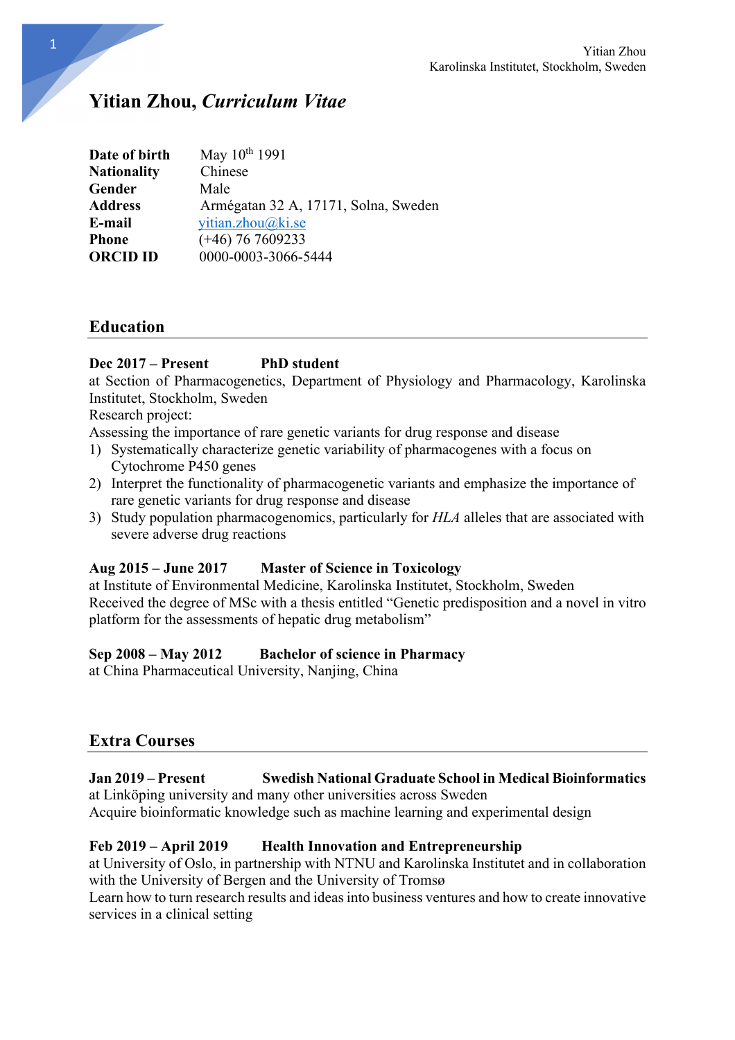# Yitian Zhou, *Curriculum Vitae*

| | |
|---|---|
| **Date of birth** | May 10th 1991 |
| **Nationality** | Chinese |
| **Gender** | Male |
| **Address** | Armégatan 32 A, 17171, Solna, Sweden |
| **E-mail** | yitian.zhou@ki.se |
| **Phone** | (+46) 76 7609233 |
| **ORCID ID** | 0000-0003-3066-5444 |

## Education

**Dec 2017 – Present** **PhD student**
at Section of Pharmacogenetics, Department of Physiology and Pharmacology, Karolinska Institutet, Stockholm, Sweden
Research project:
Assessing the importance of rare genetic variants for drug response and disease

1) Systematically characterize genetic variability of pharmacogenes with a focus on Cytochrome P450 genes
2) Interpret the functionality of pharmacogenetic variants and emphasize the importance of rare genetic variants for drug response and disease
3) Study population pharmacogenomics, particularly for *HLA* alleles that are associated with severe adverse drug reactions

**Aug 2015 – June 2017** **Master of Science in Toxicology**
at Institute of Environmental Medicine, Karolinska Institutet, Stockholm, Sweden
Received the degree of MSc with a thesis entitled "Genetic predisposition and a novel in vitro platform for the assessments of hepatic drug metabolism"

**Sep 2008 – May 2012** **Bachelor of science in Pharmacy**
at China Pharmaceutical University, Nanjing, China

## Extra Courses

**Jan 2019 – Present** **Swedish National Graduate School in Medical Bioinformatics**
at Linköping university and many other universities across Sweden
Acquire bioinformatic knowledge such as machine learning and experimental design

**Feb 2019 – April 2019** **Health Innovation and Entrepreneurship**
at University of Oslo, in partnership with NTNU and Karolinska Institutet and in collaboration with the University of Bergen and the University of Tromsø
Learn how to turn research results and ideas into business ventures and how to create innovative services in a clinical setting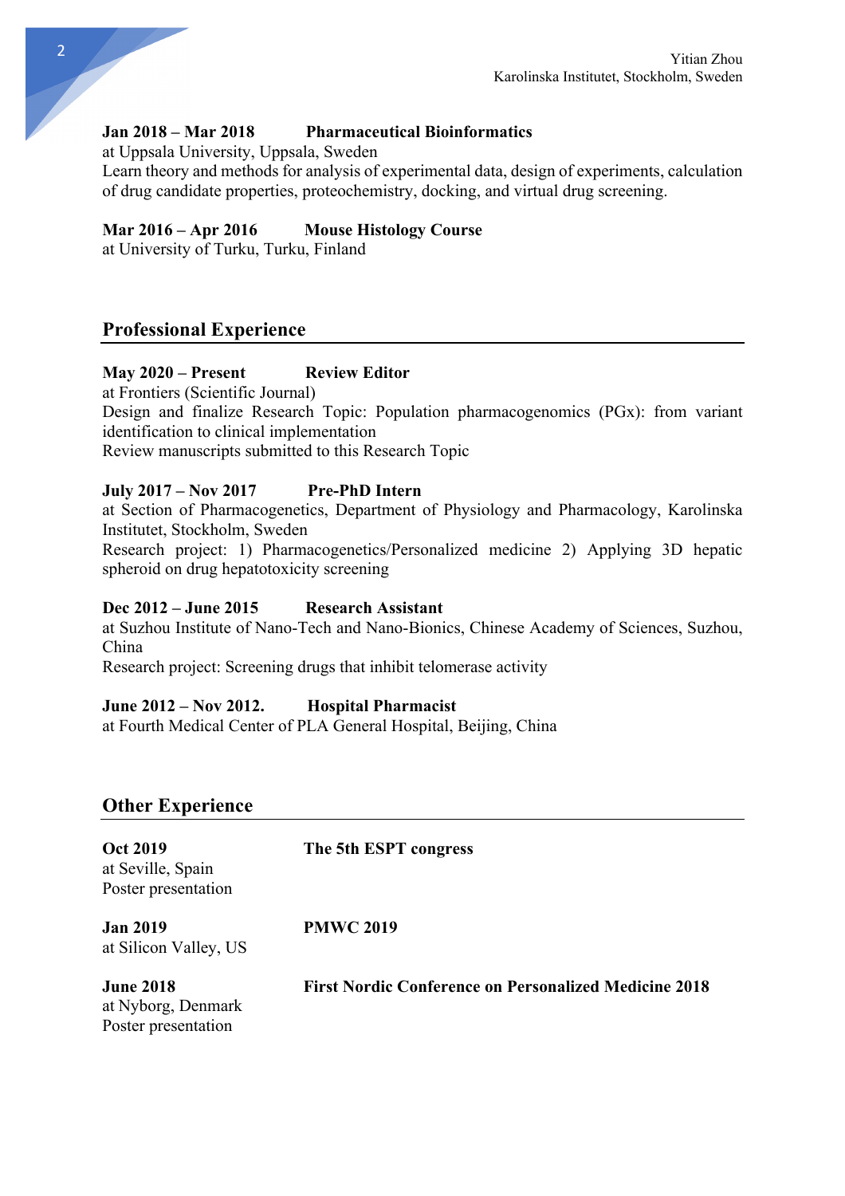**Jan 2018 – Mar 2018** **Pharmaceutical Bioinformatics**
at Uppsala University, Uppsala, Sweden
Learn theory and methods for analysis of experimental data, design of experiments, calculation of drug candidate properties, proteochemistry, docking, and virtual drug screening.

**Mar 2016 – Apr 2016** **Mouse Histology Course**
at University of Turku, Turku, Finland

## Professional Experience

**May 2020 – Present** **Review Editor**
at Frontiers (Scientific Journal)
Design and finalize Research Topic: Population pharmacogenomics (PGx): from variant identification to clinical implementation
Review manuscripts submitted to this Research Topic

**July 2017 – Nov 2017** **Pre-PhD Intern**
at Section of Pharmacogenetics, Department of Physiology and Pharmacology, Karolinska Institutet, Stockholm, Sweden
Research project: 1) Pharmacogenetics/Personalized medicine 2) Applying 3D hepatic spheroid on drug hepatotoxicity screening

**Dec 2012 – June 2015** **Research Assistant**
at Suzhou Institute of Nano-Tech and Nano-Bionics, Chinese Academy of Sciences, Suzhou, China
Research project: Screening drugs that inhibit telomerase activity

**June 2012 – Nov 2012.** **Hospital Pharmacist**
at Fourth Medical Center of PLA General Hospital, Beijing, China

## Other Experience

**Oct 2019** **The 5th ESPT congress**
at Seville, Spain
Poster presentation

**Jan 2019** **PMWC 2019**
at Silicon Valley, US

**June 2018** **First Nordic Conference on Personalized Medicine 2018**
at Nyborg, Denmark
Poster presentation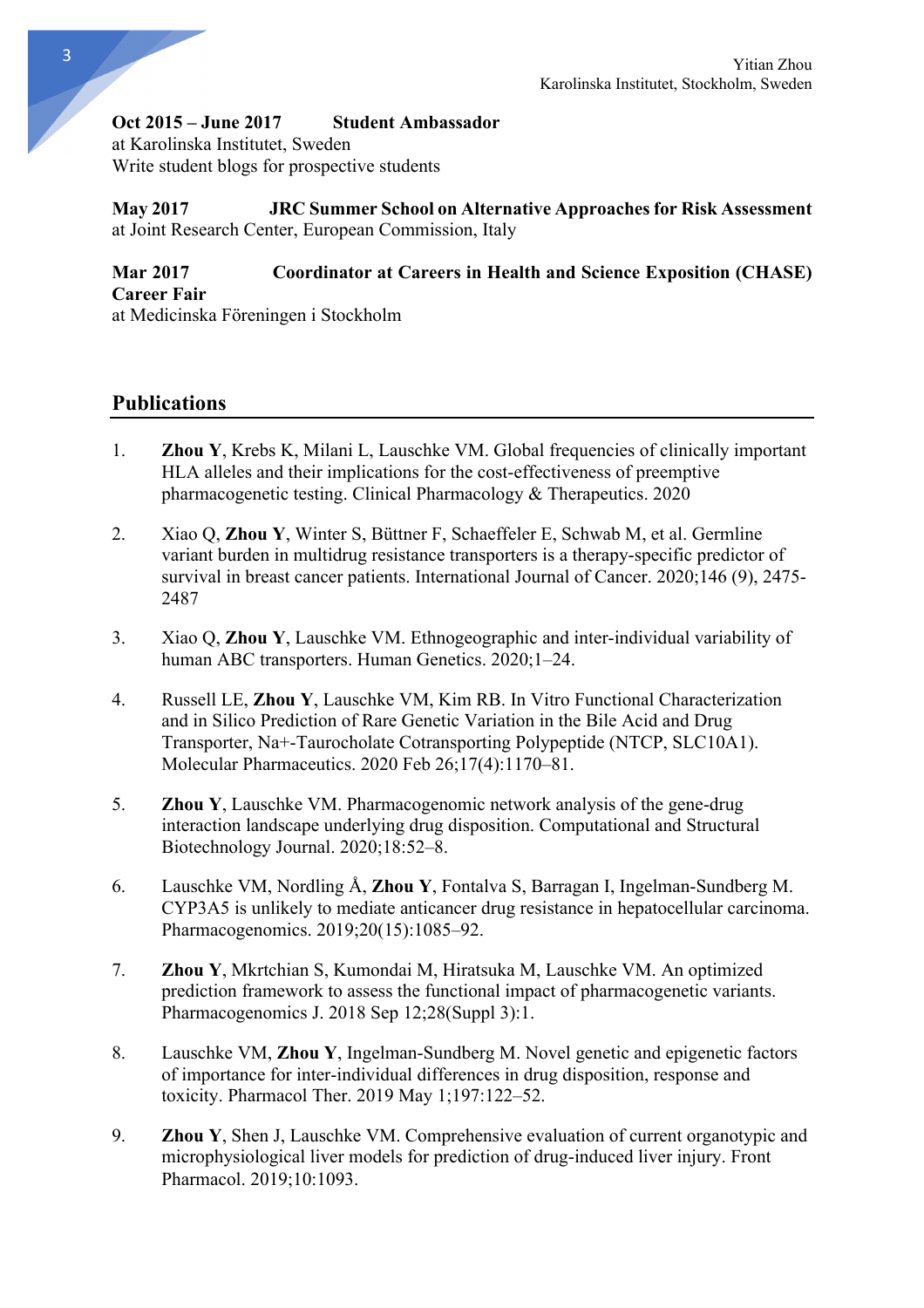**Oct 2015 – June 2017 Student Ambassador**
at Karolinska Institutet, Sweden
Write student blogs for prospective students

**May 2017 JRC Summer School on Alternative Approaches for Risk Assessment**
at Joint Research Center, European Commission, Italy

**Mar 2017 Coordinator at Careers in Health and Science Exposition (CHASE) Career Fair**
at Medicinska Föreningen i Stockholm

## Publications

1. **Zhou Y**, Krebs K, Milani L, Lauschke VM. Global frequencies of clinically important HLA alleles and their implications for the cost-effectiveness of preemptive pharmacogenetic testing. Clinical Pharmacology & Therapeutics. 2020

2. Xiao Q, **Zhou Y**, Winter S, Büttner F, Schaeffeler E, Schwab M, et al. Germline variant burden in multidrug resistance transporters is a therapy-specific predictor of survival in breast cancer patients. International Journal of Cancer. 2020;146 (9), 2475-2487

3. Xiao Q, **Zhou Y**, Lauschke VM. Ethnogeographic and inter-individual variability of human ABC transporters. Human Genetics. 2020;1–24.

4. Russell LE, **Zhou Y**, Lauschke VM, Kim RB. In Vitro Functional Characterization and in Silico Prediction of Rare Genetic Variation in the Bile Acid and Drug Transporter, Na+-Taurocholate Cotransporting Polypeptide (NTCP, SLC10A1). Molecular Pharmaceutics. 2020 Feb 26;17(4):1170–81.

5. **Zhou Y**, Lauschke VM. Pharmacogenomic network analysis of the gene-drug interaction landscape underlying drug disposition. Computational and Structural Biotechnology Journal. 2020;18:52–8.

6. Lauschke VM, Nordling Å, **Zhou Y**, Fontalva S, Barragan I, Ingelman-Sundberg M. CYP3A5 is unlikely to mediate anticancer drug resistance in hepatocellular carcinoma. Pharmacogenomics. 2019;20(15):1085–92.

7. **Zhou Y**, Mkrtchian S, Kumondai M, Hiratsuka M, Lauschke VM. An optimized prediction framework to assess the functional impact of pharmacogenetic variants. Pharmacogenomics J. 2018 Sep 12;28(Suppl 3):1.

8. Lauschke VM, **Zhou Y**, Ingelman-Sundberg M. Novel genetic and epigenetic factors of importance for inter-individual differences in drug disposition, response and toxicity. Pharmacol Ther. 2019 May 1;197:122–52.

9. **Zhou Y**, Shen J, Lauschke VM. Comprehensive evaluation of current organotypic and microphysiological liver models for prediction of drug-induced liver injury. Front Pharmacol. 2019;10:1093.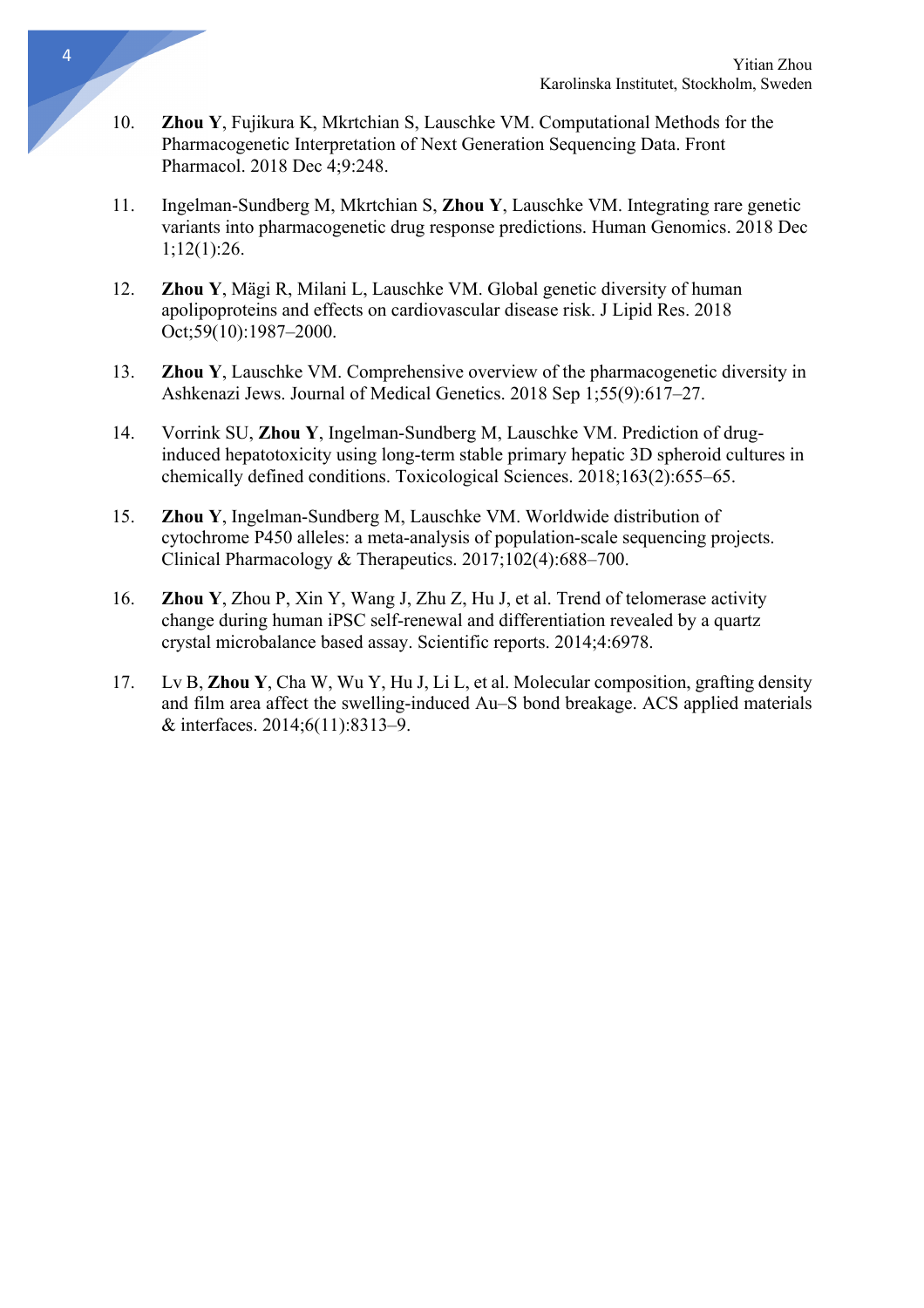10. **Zhou Y**, Fujikura K, Mkrtchian S, Lauschke VM. Computational Methods for the Pharmacogenetic Interpretation of Next Generation Sequencing Data. Front Pharmacol. 2018 Dec 4;9:248.

11. Ingelman-Sundberg M, Mkrtchian S, **Zhou Y**, Lauschke VM. Integrating rare genetic variants into pharmacogenetic drug response predictions. Human Genomics. 2018 Dec 1;12(1):26.

12. **Zhou Y**, Mägi R, Milani L, Lauschke VM. Global genetic diversity of human apolipoproteins and effects on cardiovascular disease risk. J Lipid Res. 2018 Oct;59(10):1987–2000.

13. **Zhou Y**, Lauschke VM. Comprehensive overview of the pharmacogenetic diversity in Ashkenazi Jews. Journal of Medical Genetics. 2018 Sep 1;55(9):617–27.

14. Vorrink SU, **Zhou Y**, Ingelman-Sundberg M, Lauschke VM. Prediction of drug-induced hepatotoxicity using long-term stable primary hepatic 3D spheroid cultures in chemically defined conditions. Toxicological Sciences. 2018;163(2):655–65.

15. **Zhou Y**, Ingelman-Sundberg M, Lauschke VM. Worldwide distribution of cytochrome P450 alleles: a meta-analysis of population-scale sequencing projects. Clinical Pharmacology & Therapeutics. 2017;102(4):688–700.

16. **Zhou Y**, Zhou P, Xin Y, Wang J, Zhu Z, Hu J, et al. Trend of telomerase activity change during human iPSC self-renewal and differentiation revealed by a quartz crystal microbalance based assay. Scientific reports. 2014;4:6978.

17. Lv B, **Zhou Y**, Cha W, Wu Y, Hu J, Li L, et al. Molecular composition, grafting density and film area affect the swelling-induced Au–S bond breakage. ACS applied materials & interfaces. 2014;6(11):8313–9.